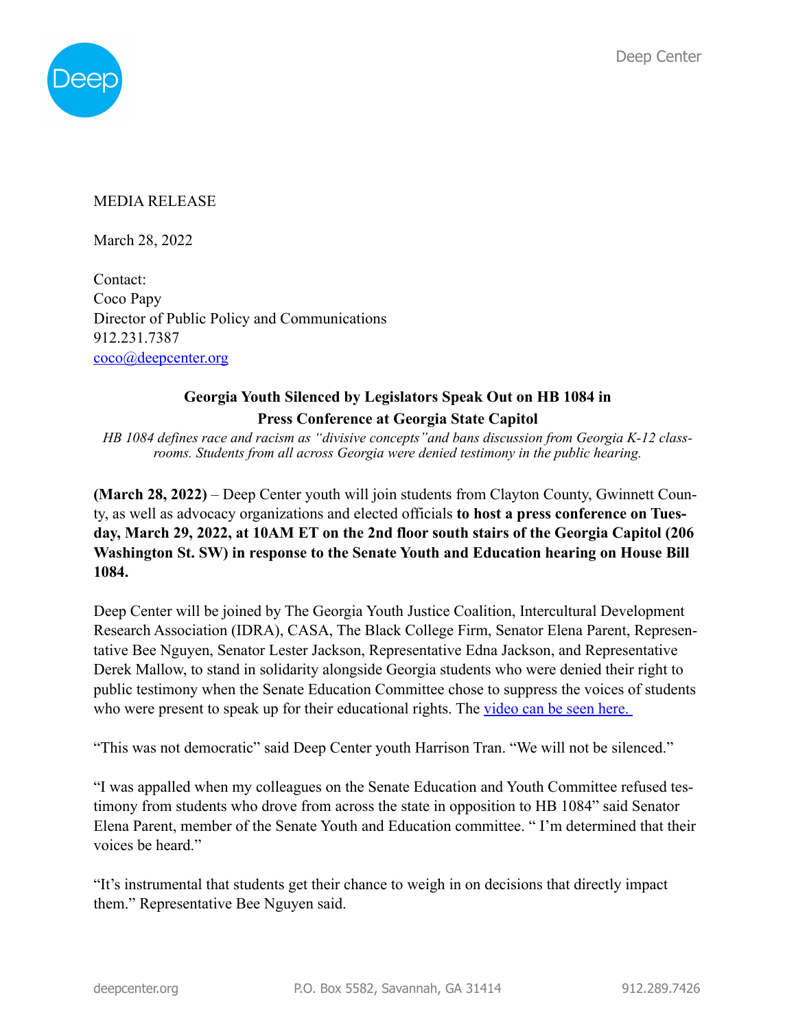MEDIA RELEASE

March 28, 2022

Contact:
Coco Papy
Director of Public Policy and Communications
912.231.7387
[coco@deepcenter.org](mailto:coco@deepcenter.org)

**Georgia Youth Silenced by Legislators Speak Out on HB 1084 in Press Conference at Georgia State Capitol**

*HB 1084 defines race and racism as "divisive concepts"and bans discussion from Georgia K-12 classrooms. Students from all across Georgia were denied testimony in the public hearing.*

**(March 28, 2022)** – Deep Center youth will join students from Clayton County, Gwinnett County, as well as advocacy organizations and elected officials **to host a press conference on Tuesday, March 29, 2022, at 10AM ET on the 2nd floor south stairs of the Georgia Capitol (206 Washington St. SW) in response to the Senate Youth and Education hearing on House Bill 1084.**

Deep Center will be joined by The Georgia Youth Justice Coalition, Intercultural Development Research Association (IDRA), CASA, The Black College Firm, Senator Elena Parent, Representative Bee Nguyen, Senator Lester Jackson, Representative Edna Jackson, and Representative Derek Mallow, to stand in solidarity alongside Georgia students who were denied their right to public testimony when the Senate Education Committee chose to suppress the voices of students who were present to speak up for their educational rights. The video can be seen here.

"This was not democratic" said Deep Center youth Harrison Tran. "We will not be silenced."

"I was appalled when my colleagues on the Senate Education and Youth Committee refused testimony from students who drove from across the state in opposition to HB 1084" said Senator Elena Parent, member of the Senate Youth and Education committee. " I'm determined that their voices be heard."

"It's instrumental that students get their chance to weigh in on decisions that directly impact them." Representative Bee Nguyen said.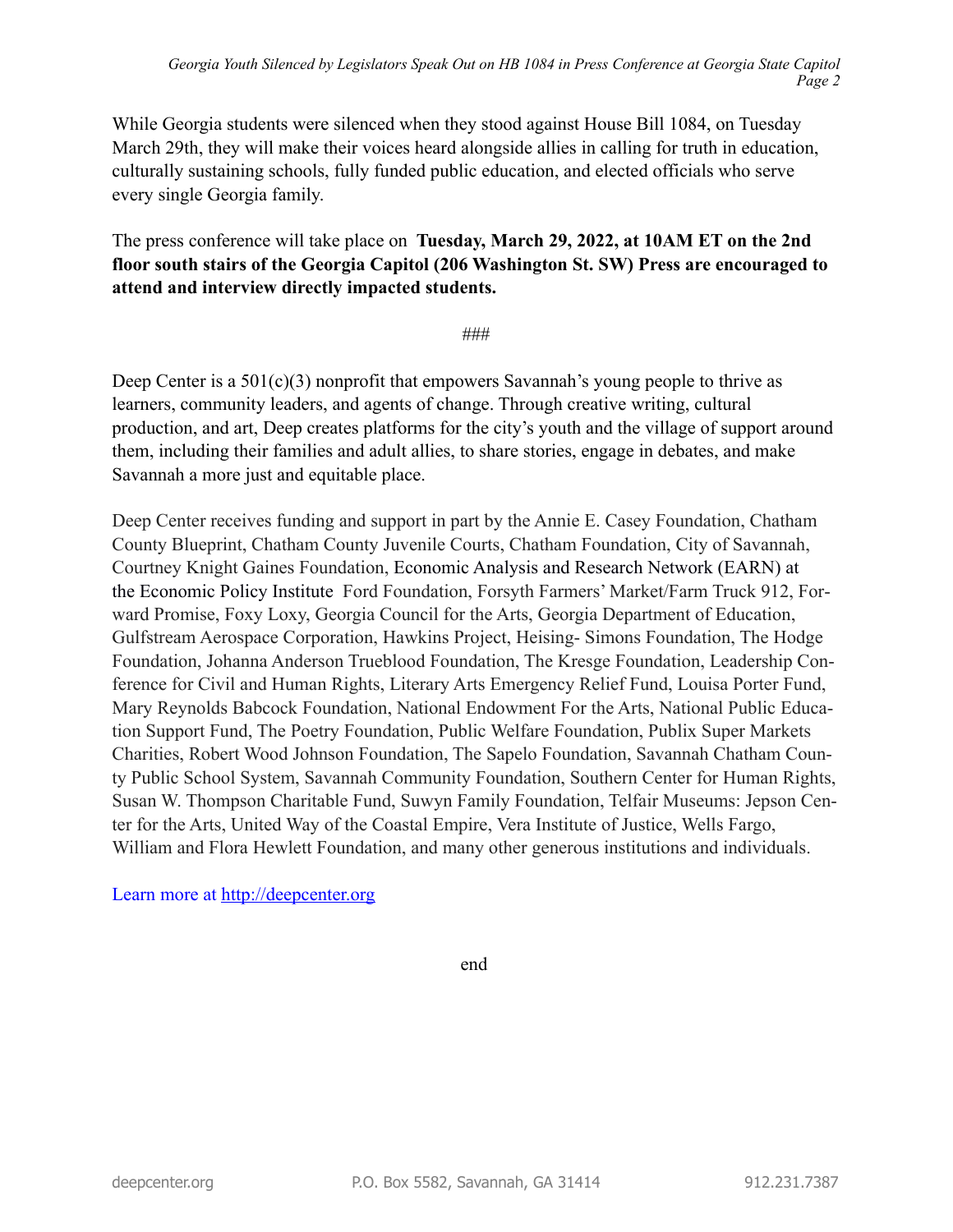While Georgia students were silenced when they stood against House Bill 1084, on Tuesday March 29th, they will make their voices heard alongside allies in calling for truth in education, culturally sustaining schools, fully funded public education, and elected officials who serve every single Georgia family.

The press conference will take place on **Tuesday, March 29, 2022, at 10AM ET on the 2nd floor south stairs of the Georgia Capitol (206 Washington St. SW) Press are encouraged to attend and interview directly impacted students.**

###

Deep Center is a 501(c)(3) nonprofit that empowers Savannah's young people to thrive as learners, community leaders, and agents of change. Through creative writing, cultural production, and art, Deep creates platforms for the city's youth and the village of support around them, including their families and adult allies, to share stories, engage in debates, and make Savannah a more just and equitable place.

Deep Center receives funding and support in part by the Annie E. Casey Foundation, Chatham County Blueprint, Chatham County Juvenile Courts, Chatham Foundation, City of Savannah, Courtney Knight Gaines Foundation, Economic Analysis and Research Network (EARN) at the Economic Policy Institute Ford Foundation, Forsyth Farmers' Market/Farm Truck 912, Forward Promise, Foxy Loxy, Georgia Council for the Arts, Georgia Department of Education, Gulfstream Aerospace Corporation, Hawkins Project, Heising- Simons Foundation, The Hodge Foundation, Johanna Anderson Trueblood Foundation, The Kresge Foundation, Leadership Conference for Civil and Human Rights, Literary Arts Emergency Relief Fund, Louisa Porter Fund, Mary Reynolds Babcock Foundation, National Endowment For the Arts, National Public Education Support Fund, The Poetry Foundation, Public Welfare Foundation, Publix Super Markets Charities, Robert Wood Johnson Foundation, The Sapelo Foundation, Savannah Chatham County Public School System, Savannah Community Foundation, Southern Center for Human Rights, Susan W. Thompson Charitable Fund, Suwyn Family Foundation, Telfair Museums: Jepson Center for the Arts, United Way of the Coastal Empire, Vera Institute of Justice, Wells Fargo, William and Flora Hewlett Foundation, and many other generous institutions and individuals.

Learn more at http://deepcenter.org

end

deepcenter.org P.O. Box 5582, Savannah, GA 31414 912.231.7387